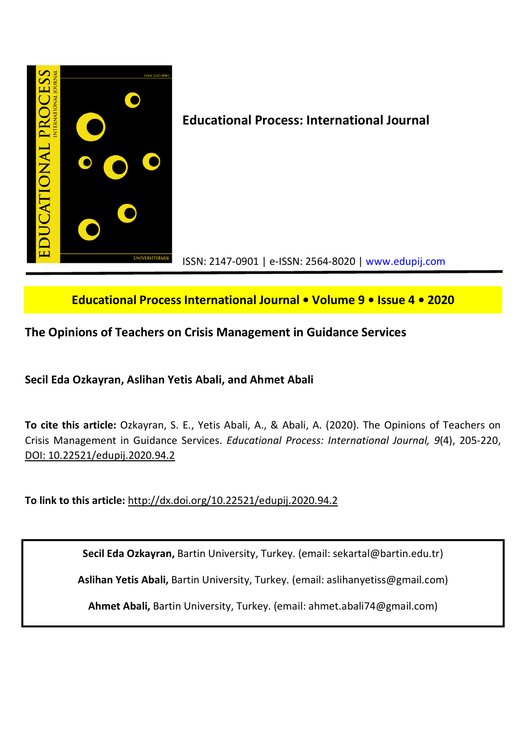**Educational Process: International Journal**

ISSN: 2147-0901 | e-ISSN: 2564-8020 | www.edupij.com

**Educational Process International Journal • Volume 9 • Issue 4 • 2020**

## The Opinions of Teachers on Crisis Management in Guidance Services

**Secil Eda Ozkayran, Aslihan Yetis Abali, and Ahmet Abali**

**To cite this article:** Ozkayran, S. E., Yetis Abali, A., & Abali, A. (2020). The Opinions of Teachers on Crisis Management in Guidance Services. *Educational Process: International Journal, 9*(4), 205-220, DOI: 10.22521/edupij.2020.94.2

**To link to this article:** http://dx.doi.org/10.22521/edupij.2020.94.2

**Secil Eda Ozkayran,** Bartin University, Turkey. (email: sekartal@bartin.edu.tr)

**Aslihan Yetis Abali,** Bartin University, Turkey. (email: aslihanyetiss@gmail.com)

**Ahmet Abali,** Bartin University, Turkey. (email: ahmet.abali74@gmail.com)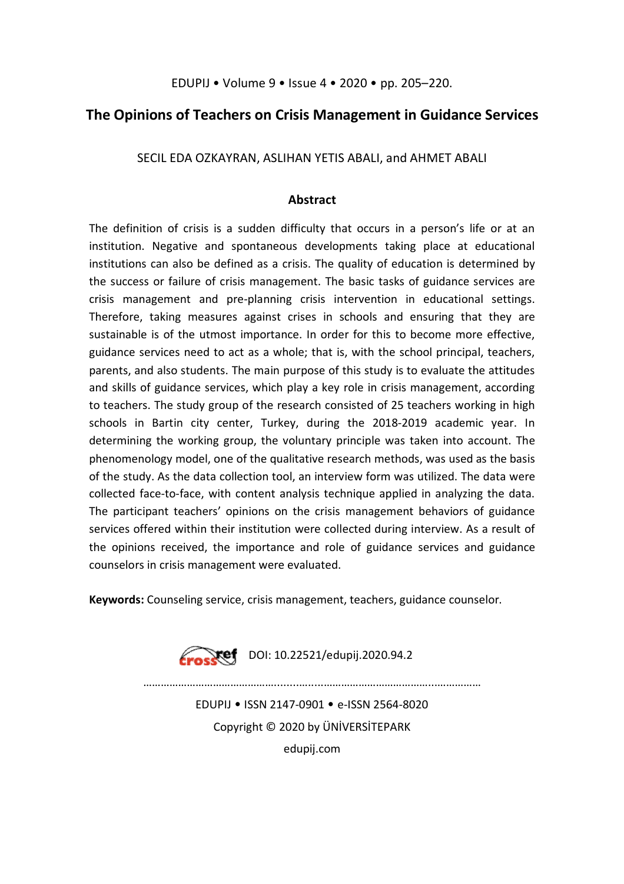# The Opinions of Teachers on Crisis Management in Guidance Services

SECIL EDA OZKAYRAN, ASLIHAN YETIS ABALI, and AHMET ABALI

## Abstract

The definition of crisis is a sudden difficulty that occurs in a person's life or at an institution. Negative and spontaneous developments taking place at educational institutions can also be defined as a crisis. The quality of education is determined by the success or failure of crisis management. The basic tasks of guidance services are crisis management and pre-planning crisis intervention in educational settings. Therefore, taking measures against crises in schools and ensuring that they are sustainable is of the utmost importance. In order for this to become more effective, guidance services need to act as a whole; that is, with the school principal, teachers, parents, and also students. The main purpose of this study is to evaluate the attitudes and skills of guidance services, which play a key role in crisis management, according to teachers. The study group of the research consisted of 25 teachers working in high schools in Bartin city center, Turkey, during the 2018-2019 academic year. In determining the working group, the voluntary principle was taken into account. The phenomenology model, one of the qualitative research methods, was used as the basis of the study. As the data collection tool, an interview form was utilized. The data were collected face-to-face, with content analysis technique applied in analyzing the data. The participant teachers' opinions on the crisis management behaviors of guidance services offered within their institution were collected during interview. As a result of the opinions received, the importance and role of guidance services and guidance counselors in crisis management were evaluated.

**Keywords:** Counseling service, crisis management, teachers, guidance counselor.

DOI: 10.22521/edupij.2020.94.2

EDUPIJ • ISSN 2147-0901 • e-ISSN 2564-8020
Copyright © 2020 by ÜNİVERSİTEPARK
edupij.com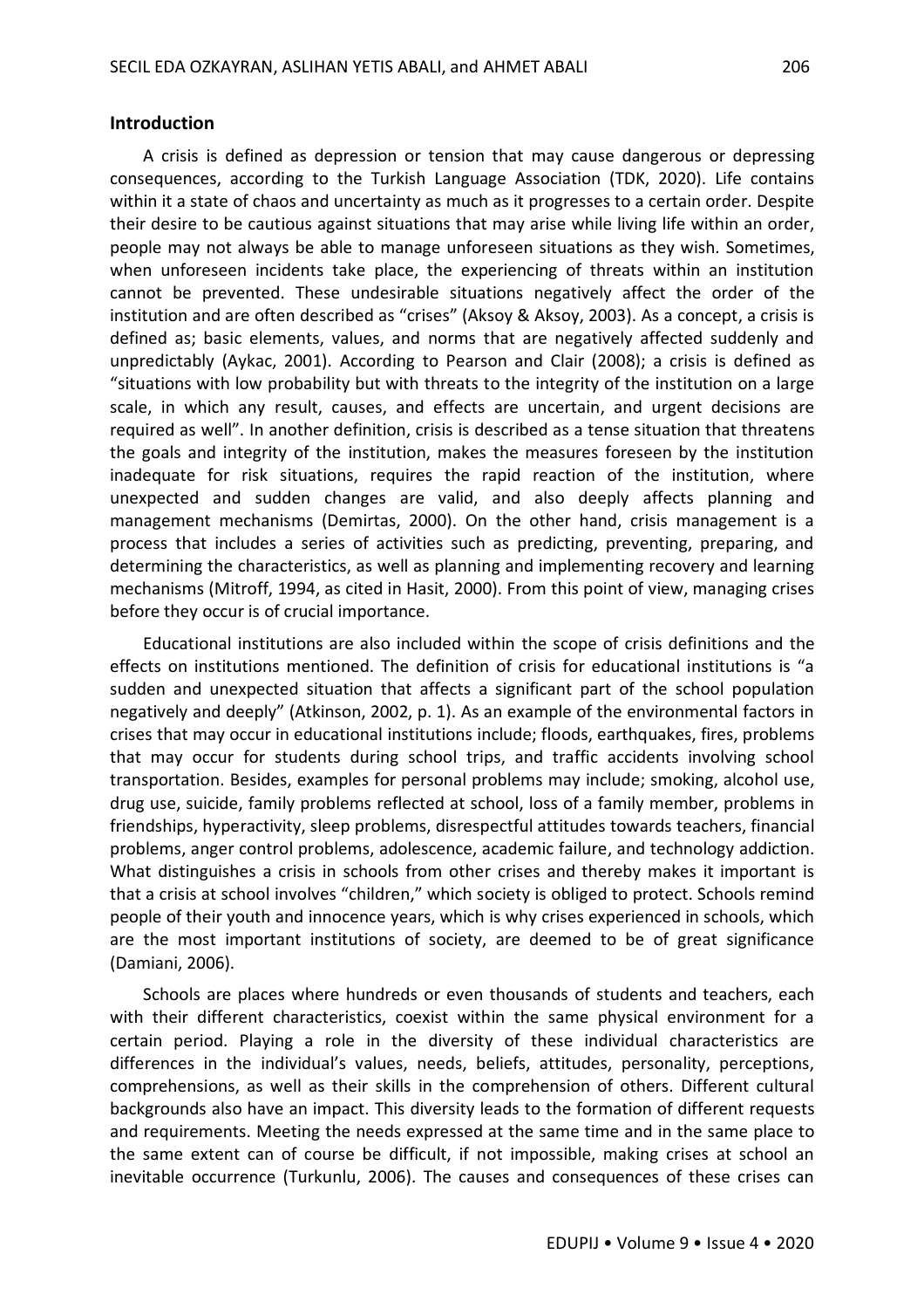## Introduction

A crisis is defined as depression or tension that may cause dangerous or depressing consequences, according to the Turkish Language Association (TDK, 2020). Life contains within it a state of chaos and uncertainty as much as it progresses to a certain order. Despite their desire to be cautious against situations that may arise while living life within an order, people may not always be able to manage unforeseen situations as they wish. Sometimes, when unforeseen incidents take place, the experiencing of threats within an institution cannot be prevented. These undesirable situations negatively affect the order of the institution and are often described as "crises" (Aksoy & Aksoy, 2003). As a concept, a crisis is defined as; basic elements, values, and norms that are negatively affected suddenly and unpredictably (Aykac, 2001). According to Pearson and Clair (2008); a crisis is defined as "situations with low probability but with threats to the integrity of the institution on a large scale, in which any result, causes, and effects are uncertain, and urgent decisions are required as well". In another definition, crisis is described as a tense situation that threatens the goals and integrity of the institution, makes the measures foreseen by the institution inadequate for risk situations, requires the rapid reaction of the institution, where unexpected and sudden changes are valid, and also deeply affects planning and management mechanisms (Demirtas, 2000). On the other hand, crisis management is a process that includes a series of activities such as predicting, preventing, preparing, and determining the characteristics, as well as planning and implementing recovery and learning mechanisms (Mitroff, 1994, as cited in Hasit, 2000). From this point of view, managing crises before they occur is of crucial importance.

Educational institutions are also included within the scope of crisis definitions and the effects on institutions mentioned. The definition of crisis for educational institutions is "a sudden and unexpected situation that affects a significant part of the school population negatively and deeply" (Atkinson, 2002, p. 1). As an example of the environmental factors in crises that may occur in educational institutions include; floods, earthquakes, fires, problems that may occur for students during school trips, and traffic accidents involving school transportation. Besides, examples for personal problems may include; smoking, alcohol use, drug use, suicide, family problems reflected at school, loss of a family member, problems in friendships, hyperactivity, sleep problems, disrespectful attitudes towards teachers, financial problems, anger control problems, adolescence, academic failure, and technology addiction. What distinguishes a crisis in schools from other crises and thereby makes it important is that a crisis at school involves "children," which society is obliged to protect. Schools remind people of their youth and innocence years, which is why crises experienced in schools, which are the most important institutions of society, are deemed to be of great significance (Damiani, 2006).

Schools are places where hundreds or even thousands of students and teachers, each with their different characteristics, coexist within the same physical environment for a certain period. Playing a role in the diversity of these individual characteristics are differences in the individual's values, needs, beliefs, attitudes, personality, perceptions, comprehensions, as well as their skills in the comprehension of others. Different cultural backgrounds also have an impact. This diversity leads to the formation of different requests and requirements. Meeting the needs expressed at the same time and in the same place to the same extent can of course be difficult, if not impossible, making crises at school an inevitable occurrence (Turkunlu, 2006). The causes and consequences of these crises can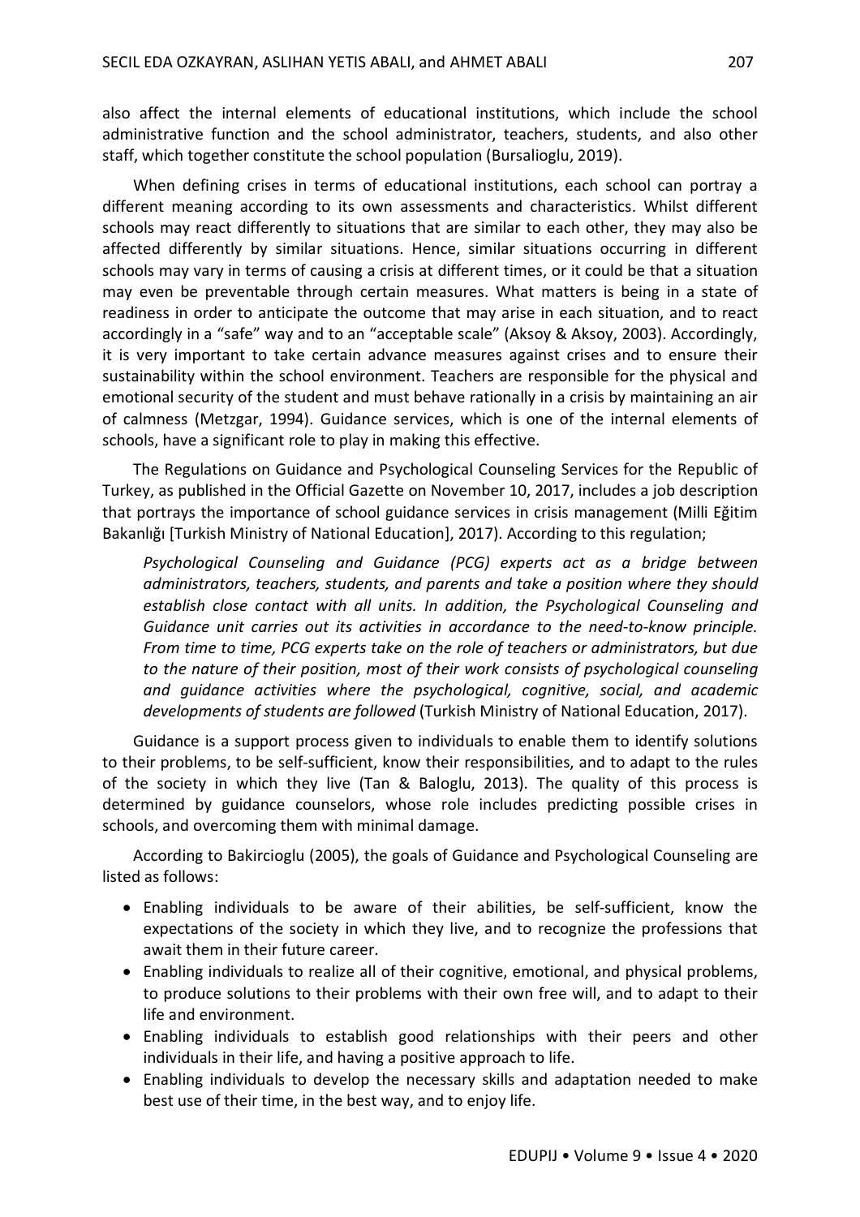also affect the internal elements of educational institutions, which include the school administrative function and the school administrator, teachers, students, and also other staff, which together constitute the school population (Bursalioglu, 2019).

When defining crises in terms of educational institutions, each school can portray a different meaning according to its own assessments and characteristics. Whilst different schools may react differently to situations that are similar to each other, they may also be affected differently by similar situations. Hence, similar situations occurring in different schools may vary in terms of causing a crisis at different times, or it could be that a situation may even be preventable through certain measures. What matters is being in a state of readiness in order to anticipate the outcome that may arise in each situation, and to react accordingly in a "safe" way and to an "acceptable scale" (Aksoy & Aksoy, 2003). Accordingly, it is very important to take certain advance measures against crises and to ensure their sustainability within the school environment. Teachers are responsible for the physical and emotional security of the student and must behave rationally in a crisis by maintaining an air of calmness (Metzgar, 1994). Guidance services, which is one of the internal elements of schools, have a significant role to play in making this effective.

The Regulations on Guidance and Psychological Counseling Services for the Republic of Turkey, as published in the Official Gazette on November 10, 2017, includes a job description that portrays the importance of school guidance services in crisis management (Milli Eğitim Bakanlığı [Turkish Ministry of National Education], 2017). According to this regulation;

> *Psychological Counseling and Guidance (PCG) experts act as a bridge between administrators, teachers, students, and parents and take a position where they should establish close contact with all units. In addition, the Psychological Counseling and Guidance unit carries out its activities in accordance to the need-to-know principle. From time to time, PCG experts take on the role of teachers or administrators, but due to the nature of their position, most of their work consists of psychological counseling and guidance activities where the psychological, cognitive, social, and academic developments of students are followed* (Turkish Ministry of National Education, 2017).

Guidance is a support process given to individuals to enable them to identify solutions to their problems, to be self-sufficient, know their responsibilities, and to adapt to the rules of the society in which they live (Tan & Baloglu, 2013). The quality of this process is determined by guidance counselors, whose role includes predicting possible crises in schools, and overcoming them with minimal damage.

According to Bakircioglu (2005), the goals of Guidance and Psychological Counseling are listed as follows:

- Enabling individuals to be aware of their abilities, be self-sufficient, know the expectations of the society in which they live, and to recognize the professions that await them in their future career.
- Enabling individuals to realize all of their cognitive, emotional, and physical problems, to produce solutions to their problems with their own free will, and to adapt to their life and environment.
- Enabling individuals to establish good relationships with their peers and other individuals in their life, and having a positive approach to life.
- Enabling individuals to develop the necessary skills and adaptation needed to make best use of their time, in the best way, and to enjoy life.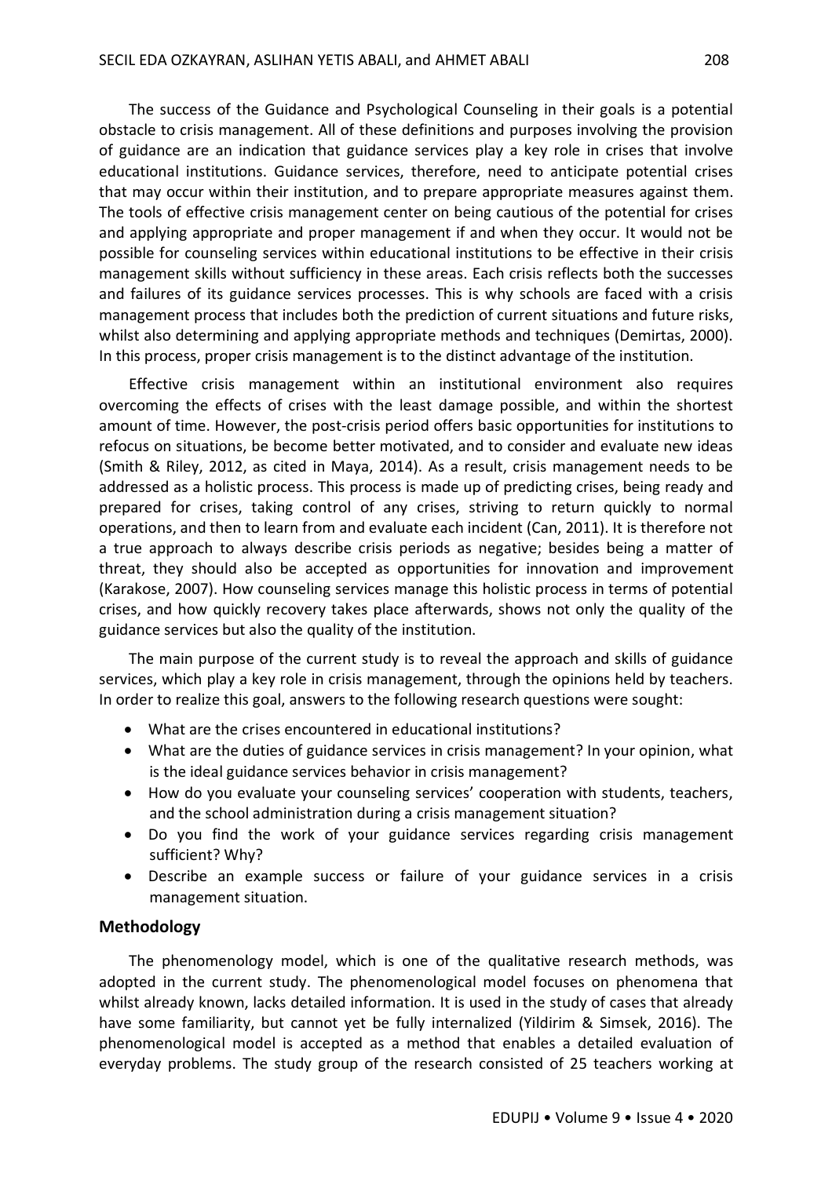The success of the Guidance and Psychological Counseling in their goals is a potential obstacle to crisis management. All of these definitions and purposes involving the provision of guidance are an indication that guidance services play a key role in crises that involve educational institutions. Guidance services, therefore, need to anticipate potential crises that may occur within their institution, and to prepare appropriate measures against them. The tools of effective crisis management center on being cautious of the potential for crises and applying appropriate and proper management if and when they occur. It would not be possible for counseling services within educational institutions to be effective in their crisis management skills without sufficiency in these areas. Each crisis reflects both the successes and failures of its guidance services processes. This is why schools are faced with a crisis management process that includes both the prediction of current situations and future risks, whilst also determining and applying appropriate methods and techniques (Demirtas, 2000). In this process, proper crisis management is to the distinct advantage of the institution.

Effective crisis management within an institutional environment also requires overcoming the effects of crises with the least damage possible, and within the shortest amount of time. However, the post-crisis period offers basic opportunities for institutions to refocus on situations, be become better motivated, and to consider and evaluate new ideas (Smith & Riley, 2012, as cited in Maya, 2014). As a result, crisis management needs to be addressed as a holistic process. This process is made up of predicting crises, being ready and prepared for crises, taking control of any crises, striving to return quickly to normal operations, and then to learn from and evaluate each incident (Can, 2011). It is therefore not a true approach to always describe crisis periods as negative; besides being a matter of threat, they should also be accepted as opportunities for innovation and improvement (Karakose, 2007). How counseling services manage this holistic process in terms of potential crises, and how quickly recovery takes place afterwards, shows not only the quality of the guidance services but also the quality of the institution.

The main purpose of the current study is to reveal the approach and skills of guidance services, which play a key role in crisis management, through the opinions held by teachers. In order to realize this goal, answers to the following research questions were sought:

- What are the crises encountered in educational institutions?
- What are the duties of guidance services in crisis management? In your opinion, what is the ideal guidance services behavior in crisis management?
- How do you evaluate your counseling services' cooperation with students, teachers, and the school administration during a crisis management situation?
- Do you find the work of your guidance services regarding crisis management sufficient? Why?
- Describe an example success or failure of your guidance services in a crisis management situation.

## Methodology

The phenomenology model, which is one of the qualitative research methods, was adopted in the current study. The phenomenological model focuses on phenomena that whilst already known, lacks detailed information. It is used in the study of cases that already have some familiarity, but cannot yet be fully internalized (Yildirim & Simsek, 2016). The phenomenological model is accepted as a method that enables a detailed evaluation of everyday problems. The study group of the research consisted of 25 teachers working at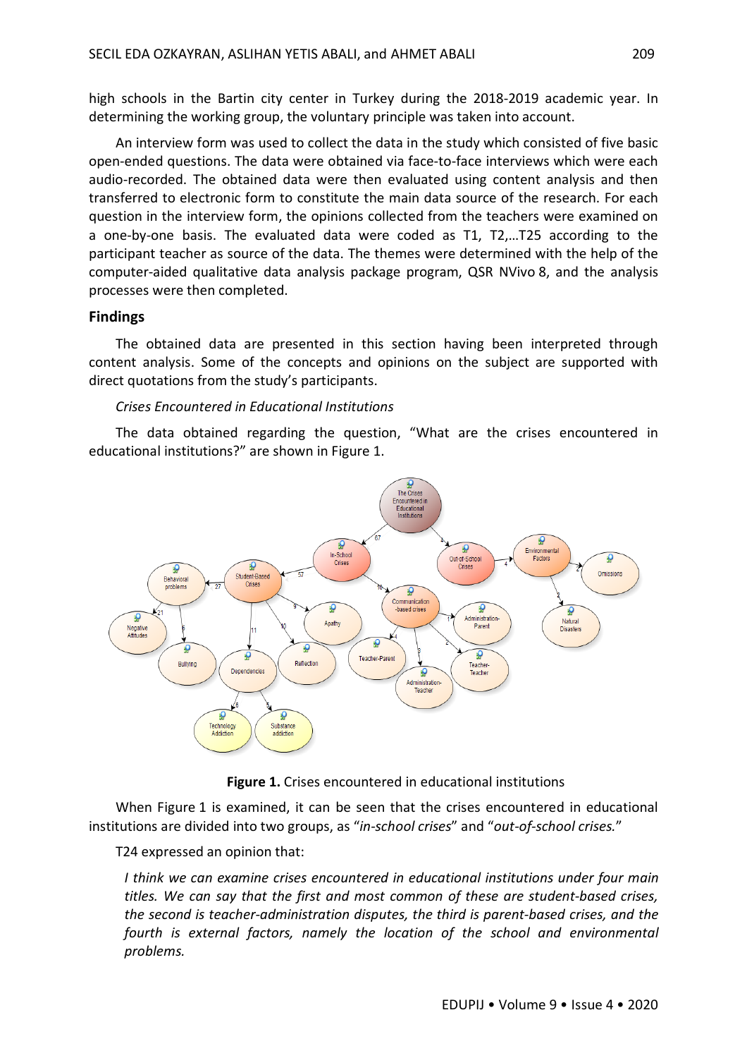high schools in the Bartin city center in Turkey during the 2018-2019 academic year. In determining the working group, the voluntary principle was taken into account.

An interview form was used to collect the data in the study which consisted of five basic open-ended questions. The data were obtained via face-to-face interviews which were each audio-recorded. The obtained data were then evaluated using content analysis and then transferred to electronic form to constitute the main data source of the research. For each question in the interview form, the opinions collected from the teachers were examined on a one-by-one basis. The evaluated data were coded as T1, T2,…T25 according to the participant teacher as source of the data. The themes were determined with the help of the computer-aided qualitative data analysis package program, QSR NVivo 8, and the analysis processes were then completed.

## Findings

The obtained data are presented in this section having been interpreted through content analysis. Some of the concepts and opinions on the subject are supported with direct quotations from the study's participants.

*Crises Encountered in Educational Institutions*

The data obtained regarding the question, "What are the crises encountered in educational institutions?" are shown in Figure 1.

**Figure 1.** Crises encountered in educational institutions

When Figure 1 is examined, it can be seen that the crises encountered in educational institutions are divided into two groups, as "*in-school crises*" and "*out-of-school crises.*"

T24 expressed an opinion that:

> *I think we can examine crises encountered in educational institutions under four main titles. We can say that the first and most common of these are student-based crises, the second is teacher-administration disputes, the third is parent-based crises, and the fourth is external factors, namely the location of the school and environmental problems.*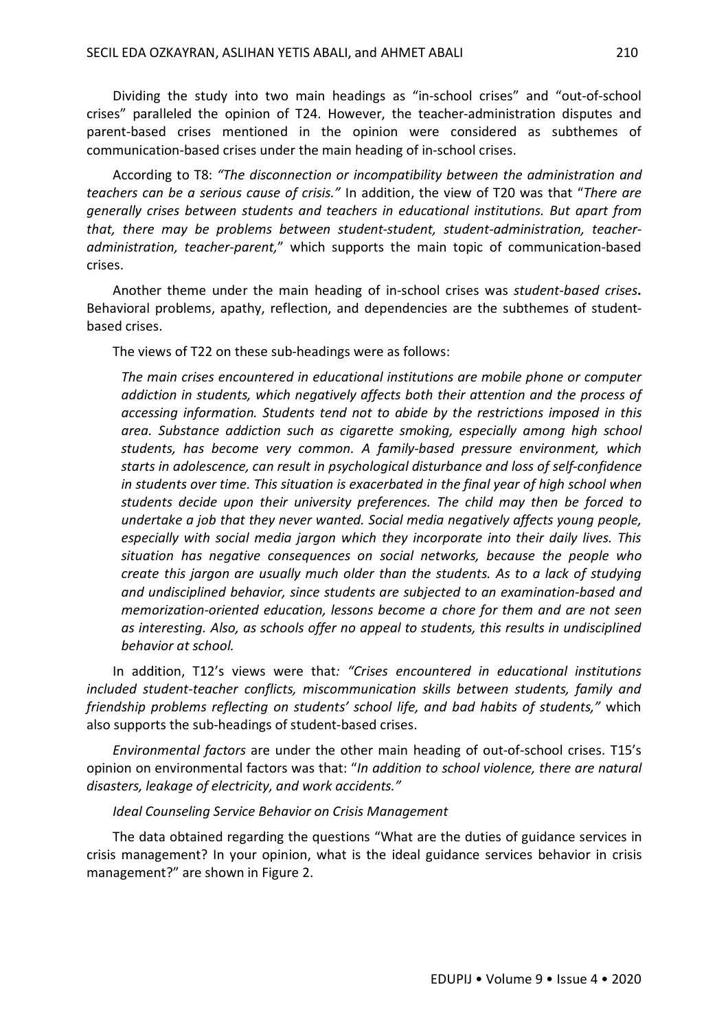Dividing the study into two main headings as "in-school crises" and "out-of-school crises" paralleled the opinion of T24. However, the teacher-administration disputes and parent-based crises mentioned in the opinion were considered as subthemes of communication-based crises under the main heading of in-school crises.

According to T8: *"The disconnection or incompatibility between the administration and teachers can be a serious cause of crisis."* In addition, the view of T20 was that "*There are generally crises between students and teachers in educational institutions. But apart from that, there may be problems between student-student, student-administration, teacher-administration, teacher-parent,*" which supports the main topic of communication-based crises.

Another theme under the main heading of in-school crises was *student-based crises***.** Behavioral problems, apathy, reflection, and dependencies are the subthemes of student-based crises.

The views of T22 on these sub-headings were as follows:

> *The main crises encountered in educational institutions are mobile phone or computer addiction in students, which negatively affects both their attention and the process of accessing information. Students tend not to abide by the restrictions imposed in this area. Substance addiction such as cigarette smoking, especially among high school students, has become very common. A family-based pressure environment, which starts in adolescence, can result in psychological disturbance and loss of self-confidence in students over time. This situation is exacerbated in the final year of high school when students decide upon their university preferences. The child may then be forced to undertake a job that they never wanted. Social media negatively affects young people, especially with social media jargon which they incorporate into their daily lives. This situation has negative consequences on social networks, because the people who create this jargon are usually much older than the students. As to a lack of studying and undisciplined behavior, since students are subjected to an examination-based and memorization-oriented education, lessons become a chore for them and are not seen as interesting. Also, as schools offer no appeal to students, this results in undisciplined behavior at school.*

In addition, T12's views were that*: "Crises encountered in educational institutions included student-teacher conflicts, miscommunication skills between students, family and friendship problems reflecting on students' school life, and bad habits of students,"* which also supports the sub-headings of student-based crises.

*Environmental factors* are under the other main heading of out-of-school crises. T15's opinion on environmental factors was that: "*In addition to school violence, there are natural disasters, leakage of electricity, and work accidents."*

*Ideal Counseling Service Behavior on Crisis Management*

The data obtained regarding the questions "What are the duties of guidance services in crisis management? In your opinion, what is the ideal guidance services behavior in crisis management?" are shown in Figure 2.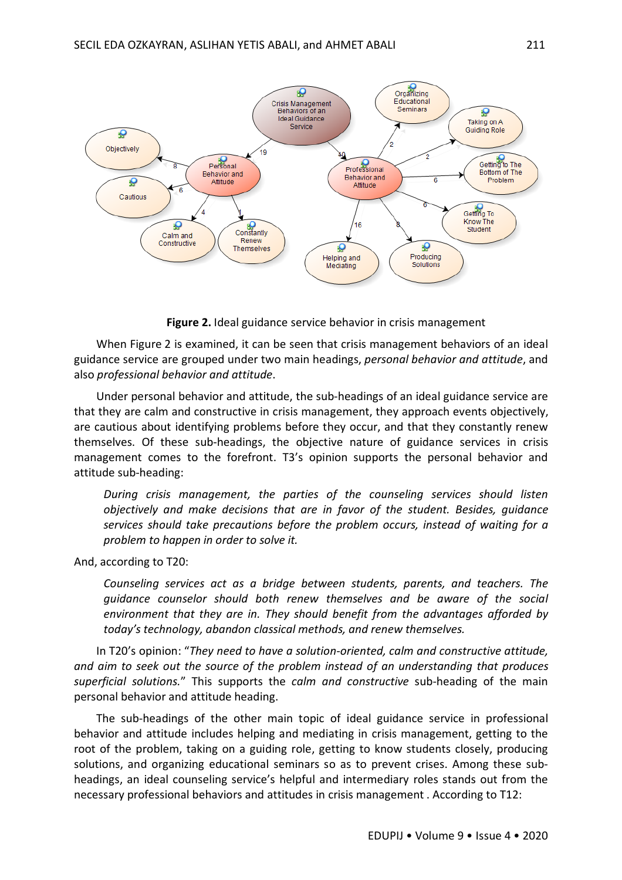**Figure 2.** Ideal guidance service behavior in crisis management

When Figure 2 is examined, it can be seen that crisis management behaviors of an ideal guidance service are grouped under two main headings, *personal behavior and attitude*, and also *professional behavior and attitude*.

Under personal behavior and attitude, the sub-headings of an ideal guidance service are that they are calm and constructive in crisis management, they approach events objectively, are cautious about identifying problems before they occur, and that they constantly renew themselves. Of these sub-headings, the objective nature of guidance services in crisis management comes to the forefront. T3's opinion supports the personal behavior and attitude sub-heading:

> *During crisis management, the parties of the counseling services should listen objectively and make decisions that are in favor of the student. Besides, guidance services should take precautions before the problem occurs, instead of waiting for a problem to happen in order to solve it.*

And, according to T20:

> *Counseling services act as a bridge between students, parents, and teachers. The guidance counselor should both renew themselves and be aware of the social environment that they are in. They should benefit from the advantages afforded by today's technology, abandon classical methods, and renew themselves.*

In T20's opinion: "*They need to have a solution-oriented, calm and constructive attitude, and aim to seek out the source of the problem instead of an understanding that produces superficial solutions.*" This supports the *calm and constructive* sub-heading of the main personal behavior and attitude heading.

The sub-headings of the other main topic of ideal guidance service in professional behavior and attitude includes helping and mediating in crisis management, getting to the root of the problem, taking on a guiding role, getting to know students closely, producing solutions, and organizing educational seminars so as to prevent crises. Among these sub-headings, an ideal counseling service's helpful and intermediary roles stands out from the necessary professional behaviors and attitudes in crisis management . According to T12: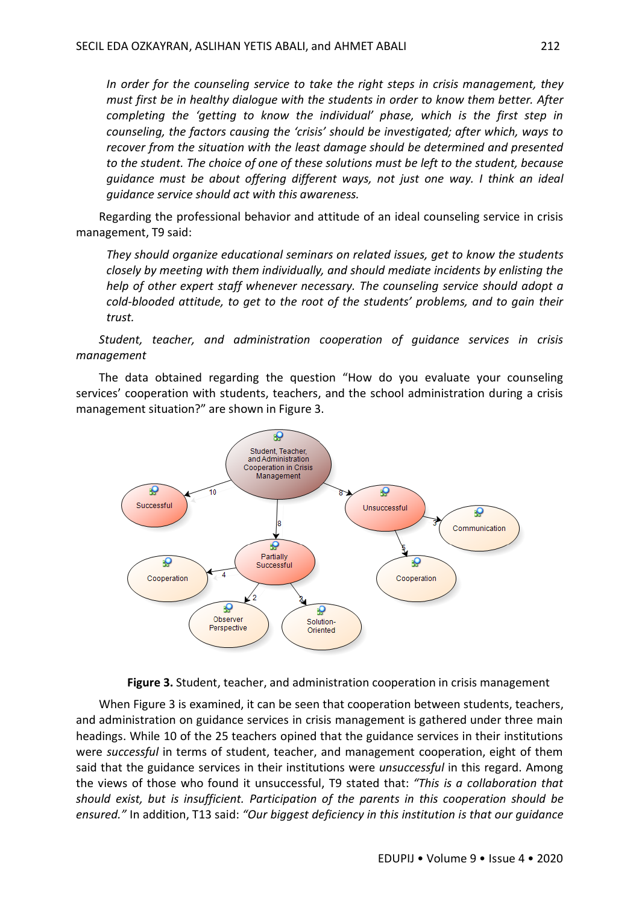> *In order for the counseling service to take the right steps in crisis management, they must first be in healthy dialogue with the students in order to know them better. After completing the 'getting to know the individual' phase, which is the first step in counseling, the factors causing the 'crisis' should be investigated; after which, ways to recover from the situation with the least damage should be determined and presented to the student. The choice of one of these solutions must be left to the student, because guidance must be about offering different ways, not just one way. I think an ideal guidance service should act with this awareness.*

Regarding the professional behavior and attitude of an ideal counseling service in crisis management, T9 said:

> *They should organize educational seminars on related issues, get to know the students closely by meeting with them individually, and should mediate incidents by enlisting the help of other expert staff whenever necessary. The counseling service should adopt a cold-blooded attitude, to get to the root of the students' problems, and to gain their trust.*

*Student, teacher, and administration cooperation of guidance services in crisis management*

The data obtained regarding the question "How do you evaluate your counseling services' cooperation with students, teachers, and the school administration during a crisis management situation?" are shown in Figure 3.

**Figure 3.** Student, teacher, and administration cooperation in crisis management

When Figure 3 is examined, it can be seen that cooperation between students, teachers, and administration on guidance services in crisis management is gathered under three main headings. While 10 of the 25 teachers opined that the guidance services in their institutions were *successful* in terms of student, teacher, and management cooperation, eight of them said that the guidance services in their institutions were *unsuccessful* in this regard. Among the views of those who found it unsuccessful, T9 stated that: *"This is a collaboration that should exist, but is insufficient. Participation of the parents in this cooperation should be ensured."* In addition, T13 said: *"Our biggest deficiency in this institution is that our guidance*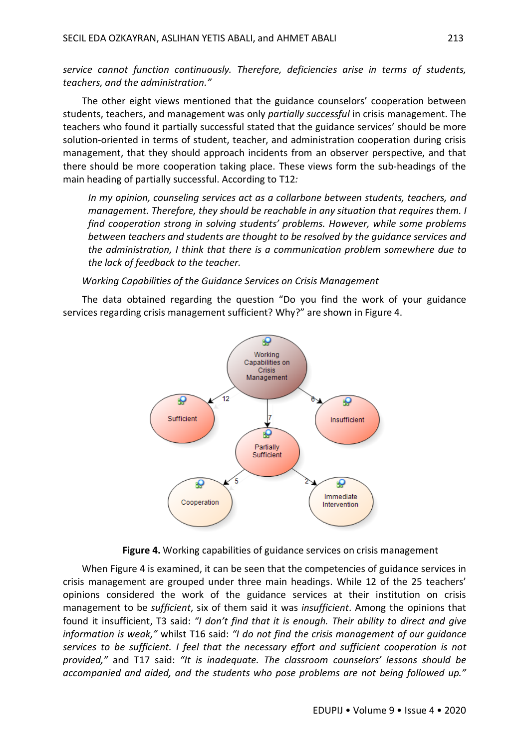*service cannot function continuously. Therefore, deficiencies arise in terms of students, teachers, and the administration."*

The other eight views mentioned that the guidance counselors' cooperation between students, teachers, and management was only *partially successful* in crisis management. The teachers who found it partially successful stated that the guidance services' should be more solution-oriented in terms of student, teacher, and administration cooperation during crisis management, that they should approach incidents from an observer perspective, and that there should be more cooperation taking place. These views form the sub-headings of the main heading of partially successful. According to T12*:*

> *In my opinion, counseling services act as a collarbone between students, teachers, and management. Therefore, they should be reachable in any situation that requires them. I find cooperation strong in solving students' problems. However, while some problems between teachers and students are thought to be resolved by the guidance services and the administration, I think that there is a communication problem somewhere due to the lack of feedback to the teacher.*

*Working Capabilities of the Guidance Services on Crisis Management*

The data obtained regarding the question "Do you find the work of your guidance services regarding crisis management sufficient? Why?" are shown in Figure 4.

**Figure 4.** Working capabilities of guidance services on crisis management

When Figure 4 is examined, it can be seen that the competencies of guidance services in crisis management are grouped under three main headings. While 12 of the 25 teachers' opinions considered the work of the guidance services at their institution on crisis management to be *sufficient*, six of them said it was *insufficient*. Among the opinions that found it insufficient, T3 said: *"I don't find that it is enough. Their ability to direct and give information is weak,"* whilst T16 said: *"I do not find the crisis management of our guidance services to be sufficient. I feel that the necessary effort and sufficient cooperation is not provided,"* and T17 said: *"It is inadequate. The classroom counselors' lessons should be accompanied and aided, and the students who pose problems are not being followed up."*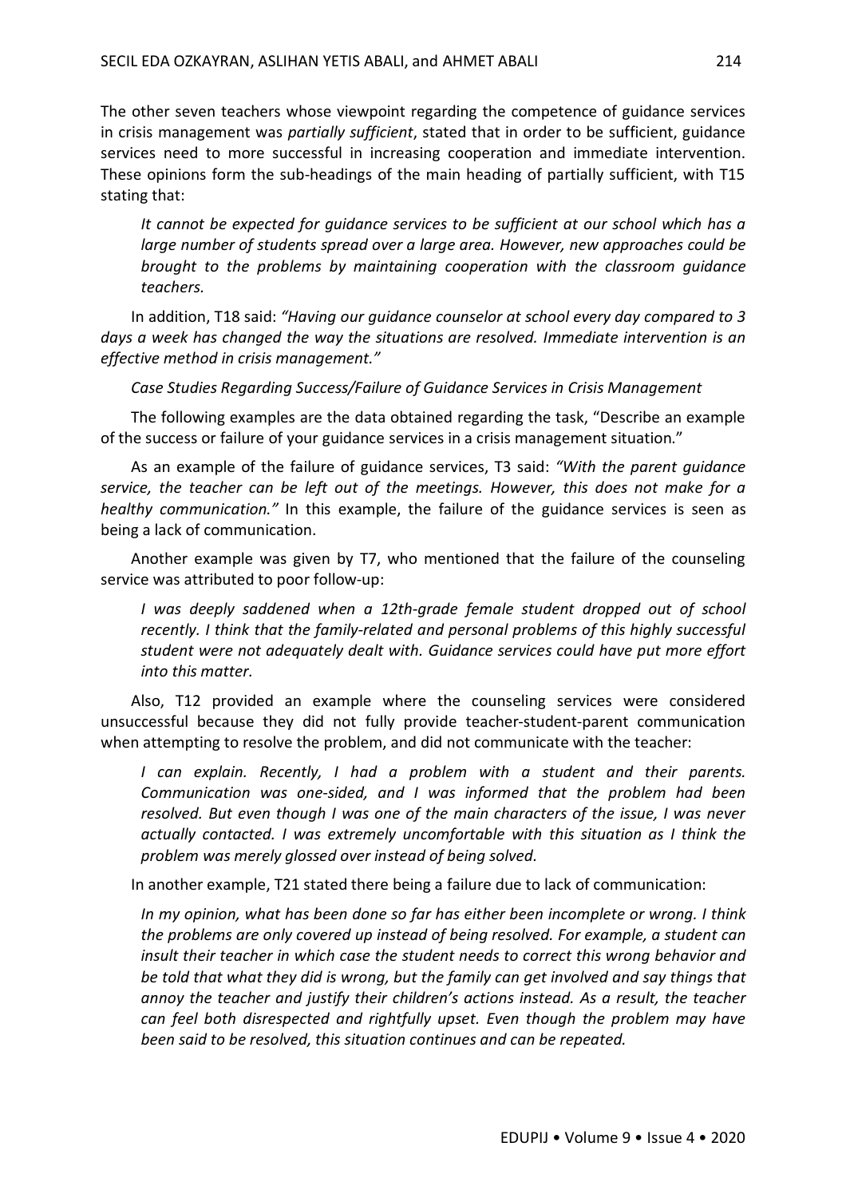The other seven teachers whose viewpoint regarding the competence of guidance services in crisis management was *partially sufficient*, stated that in order to be sufficient, guidance services need to more successful in increasing cooperation and immediate intervention. These opinions form the sub-headings of the main heading of partially sufficient, with T15 stating that:

> *It cannot be expected for guidance services to be sufficient at our school which has a large number of students spread over a large area. However, new approaches could be brought to the problems by maintaining cooperation with the classroom guidance teachers.*

In addition, T18 said: *"Having our guidance counselor at school every day compared to 3 days a week has changed the way the situations are resolved. Immediate intervention is an effective method in crisis management."*

*Case Studies Regarding Success/Failure of Guidance Services in Crisis Management*

The following examples are the data obtained regarding the task, "Describe an example of the success or failure of your guidance services in a crisis management situation."

As an example of the failure of guidance services, T3 said: *"With the parent guidance service, the teacher can be left out of the meetings. However, this does not make for a healthy communication."* In this example, the failure of the guidance services is seen as being a lack of communication.

Another example was given by T7, who mentioned that the failure of the counseling service was attributed to poor follow-up:

> *I was deeply saddened when a 12th-grade female student dropped out of school recently. I think that the family-related and personal problems of this highly successful student were not adequately dealt with. Guidance services could have put more effort into this matter.*

Also, T12 provided an example where the counseling services were considered unsuccessful because they did not fully provide teacher-student-parent communication when attempting to resolve the problem, and did not communicate with the teacher:

> *I can explain. Recently, I had a problem with a student and their parents. Communication was one-sided, and I was informed that the problem had been resolved. But even though I was one of the main characters of the issue, I was never actually contacted. I was extremely uncomfortable with this situation as I think the problem was merely glossed over instead of being solved.*

In another example, T21 stated there being a failure due to lack of communication:

> *In my opinion, what has been done so far has either been incomplete or wrong. I think the problems are only covered up instead of being resolved. For example, a student can insult their teacher in which case the student needs to correct this wrong behavior and be told that what they did is wrong, but the family can get involved and say things that annoy the teacher and justify their children's actions instead. As a result, the teacher can feel both disrespected and rightfully upset. Even though the problem may have been said to be resolved, this situation continues and can be repeated.*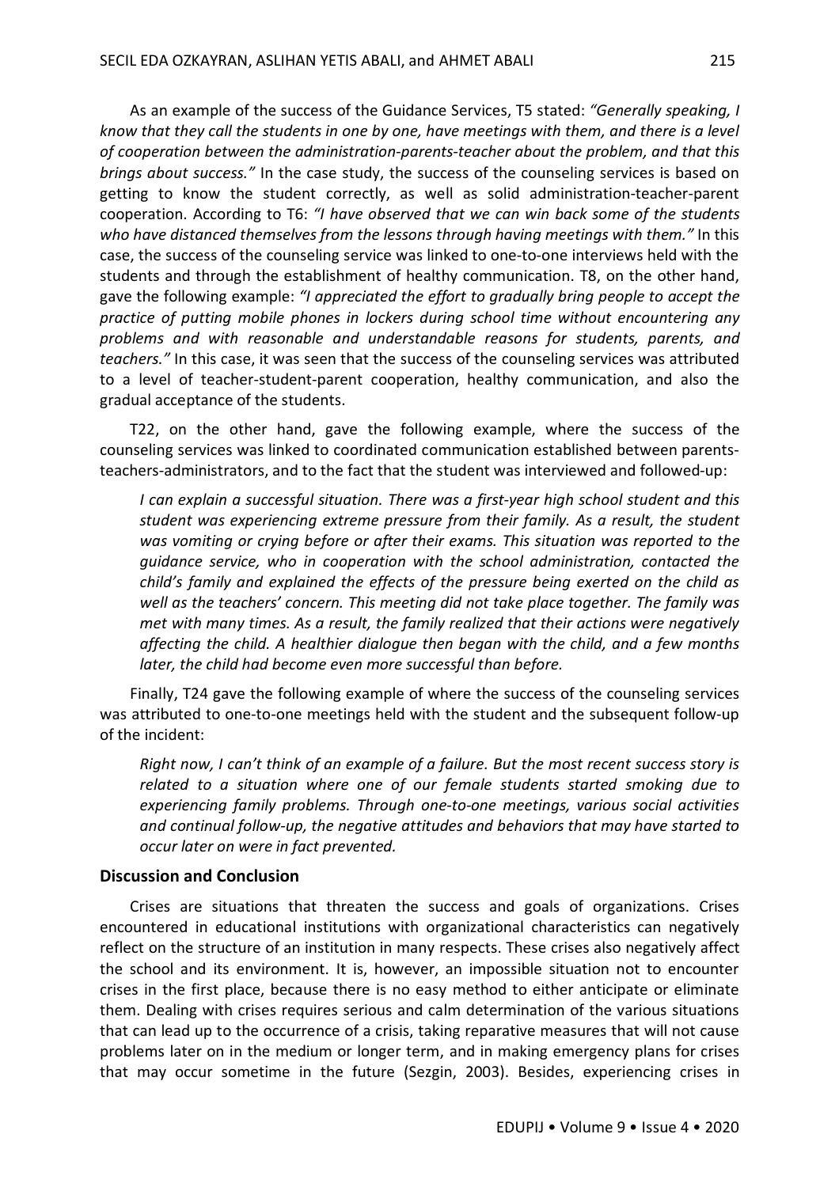As an example of the success of the Guidance Services, T5 stated: *"Generally speaking, I know that they call the students in one by one, have meetings with them, and there is a level of cooperation between the administration-parents-teacher about the problem, and that this brings about success."* In the case study, the success of the counseling services is based on getting to know the student correctly, as well as solid administration-teacher-parent cooperation. According to T6: *"I have observed that we can win back some of the students who have distanced themselves from the lessons through having meetings with them."* In this case, the success of the counseling service was linked to one-to-one interviews held with the students and through the establishment of healthy communication. T8, on the other hand, gave the following example: *"I appreciated the effort to gradually bring people to accept the practice of putting mobile phones in lockers during school time without encountering any problems and with reasonable and understandable reasons for students, parents, and teachers."* In this case, it was seen that the success of the counseling services was attributed to a level of teacher-student-parent cooperation, healthy communication, and also the gradual acceptance of the students.

T22, on the other hand, gave the following example, where the success of the counseling services was linked to coordinated communication established between parents-teachers-administrators, and to the fact that the student was interviewed and followed-up:

> *I can explain a successful situation. There was a first-year high school student and this student was experiencing extreme pressure from their family. As a result, the student was vomiting or crying before or after their exams. This situation was reported to the guidance service, who in cooperation with the school administration, contacted the child's family and explained the effects of the pressure being exerted on the child as well as the teachers' concern. This meeting did not take place together. The family was met with many times. As a result, the family realized that their actions were negatively affecting the child. A healthier dialogue then began with the child, and a few months later, the child had become even more successful than before.*

Finally, T24 gave the following example of where the success of the counseling services was attributed to one-to-one meetings held with the student and the subsequent follow-up of the incident:

> *Right now, I can't think of an example of a failure. But the most recent success story is related to a situation where one of our female students started smoking due to experiencing family problems. Through one-to-one meetings, various social activities and continual follow-up, the negative attitudes and behaviors that may have started to occur later on were in fact prevented.*

## Discussion and Conclusion

Crises are situations that threaten the success and goals of organizations. Crises encountered in educational institutions with organizational characteristics can negatively reflect on the structure of an institution in many respects. These crises also negatively affect the school and its environment. It is, however, an impossible situation not to encounter crises in the first place, because there is no easy method to either anticipate or eliminate them. Dealing with crises requires serious and calm determination of the various situations that can lead up to the occurrence of a crisis, taking reparative measures that will not cause problems later on in the medium or longer term, and in making emergency plans for crises that may occur sometime in the future (Sezgin, 2003). Besides, experiencing crises in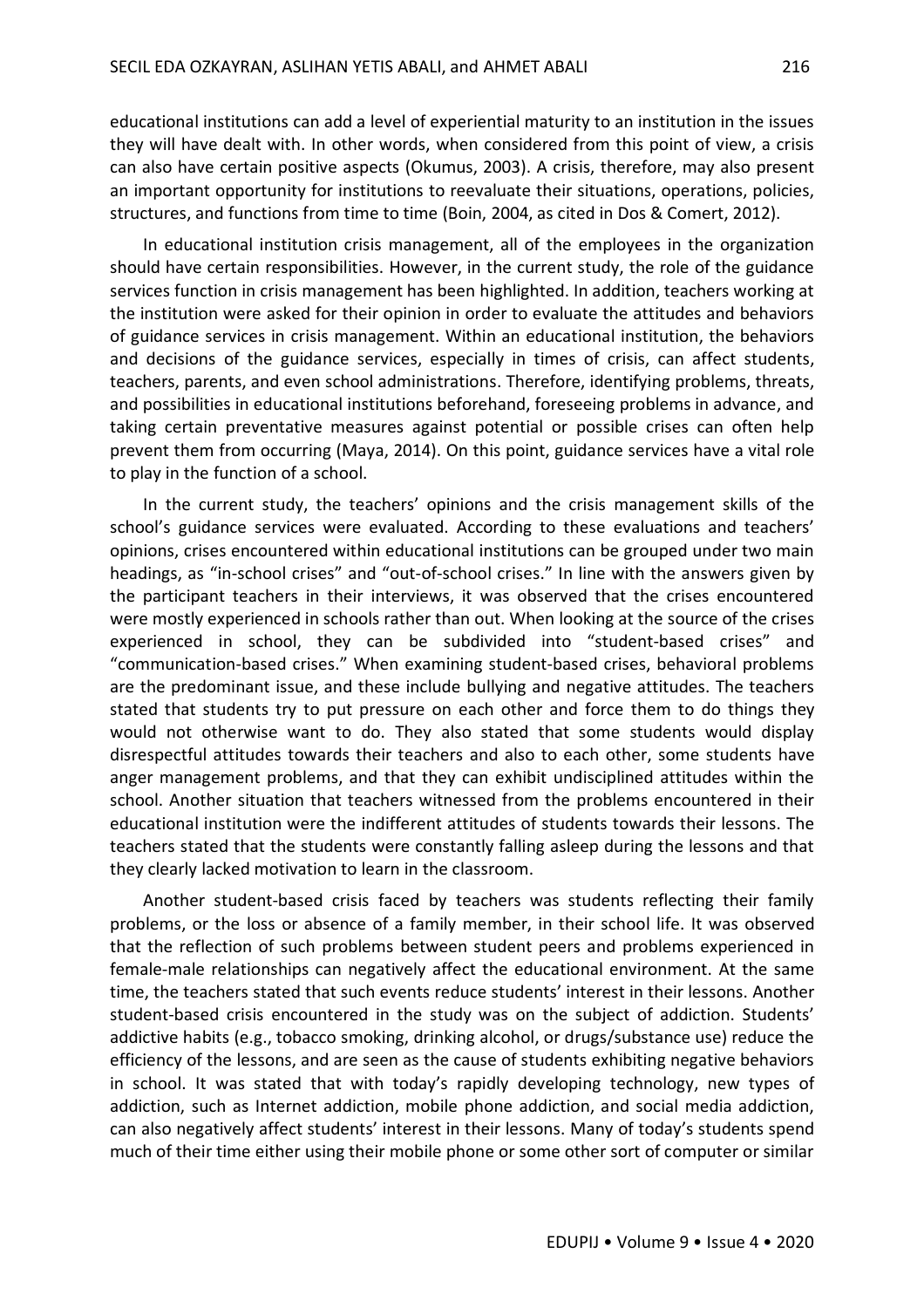educational institutions can add a level of experiential maturity to an institution in the issues they will have dealt with. In other words, when considered from this point of view, a crisis can also have certain positive aspects (Okumus, 2003). A crisis, therefore, may also present an important opportunity for institutions to reevaluate their situations, operations, policies, structures, and functions from time to time (Boin, 2004, as cited in Dos & Comert, 2012).

In educational institution crisis management, all of the employees in the organization should have certain responsibilities. However, in the current study, the role of the guidance services function in crisis management has been highlighted. In addition, teachers working at the institution were asked for their opinion in order to evaluate the attitudes and behaviors of guidance services in crisis management. Within an educational institution, the behaviors and decisions of the guidance services, especially in times of crisis, can affect students, teachers, parents, and even school administrations. Therefore, identifying problems, threats, and possibilities in educational institutions beforehand, foreseeing problems in advance, and taking certain preventative measures against potential or possible crises can often help prevent them from occurring (Maya, 2014). On this point, guidance services have a vital role to play in the function of a school.

In the current study, the teachers' opinions and the crisis management skills of the school's guidance services were evaluated. According to these evaluations and teachers' opinions, crises encountered within educational institutions can be grouped under two main headings, as "in-school crises" and "out-of-school crises." In line with the answers given by the participant teachers in their interviews, it was observed that the crises encountered were mostly experienced in schools rather than out. When looking at the source of the crises experienced in school, they can be subdivided into "student-based crises" and "communication-based crises." When examining student-based crises, behavioral problems are the predominant issue, and these include bullying and negative attitudes. The teachers stated that students try to put pressure on each other and force them to do things they would not otherwise want to do. They also stated that some students would display disrespectful attitudes towards their teachers and also to each other, some students have anger management problems, and that they can exhibit undisciplined attitudes within the school. Another situation that teachers witnessed from the problems encountered in their educational institution were the indifferent attitudes of students towards their lessons. The teachers stated that the students were constantly falling asleep during the lessons and that they clearly lacked motivation to learn in the classroom.

Another student-based crisis faced by teachers was students reflecting their family problems, or the loss or absence of a family member, in their school life. It was observed that the reflection of such problems between student peers and problems experienced in female-male relationships can negatively affect the educational environment. At the same time, the teachers stated that such events reduce students' interest in their lessons. Another student-based crisis encountered in the study was on the subject of addiction. Students' addictive habits (e.g., tobacco smoking, drinking alcohol, or drugs/substance use) reduce the efficiency of the lessons, and are seen as the cause of students exhibiting negative behaviors in school. It was stated that with today's rapidly developing technology, new types of addiction, such as Internet addiction, mobile phone addiction, and social media addiction, can also negatively affect students' interest in their lessons. Many of today's students spend much of their time either using their mobile phone or some other sort of computer or similar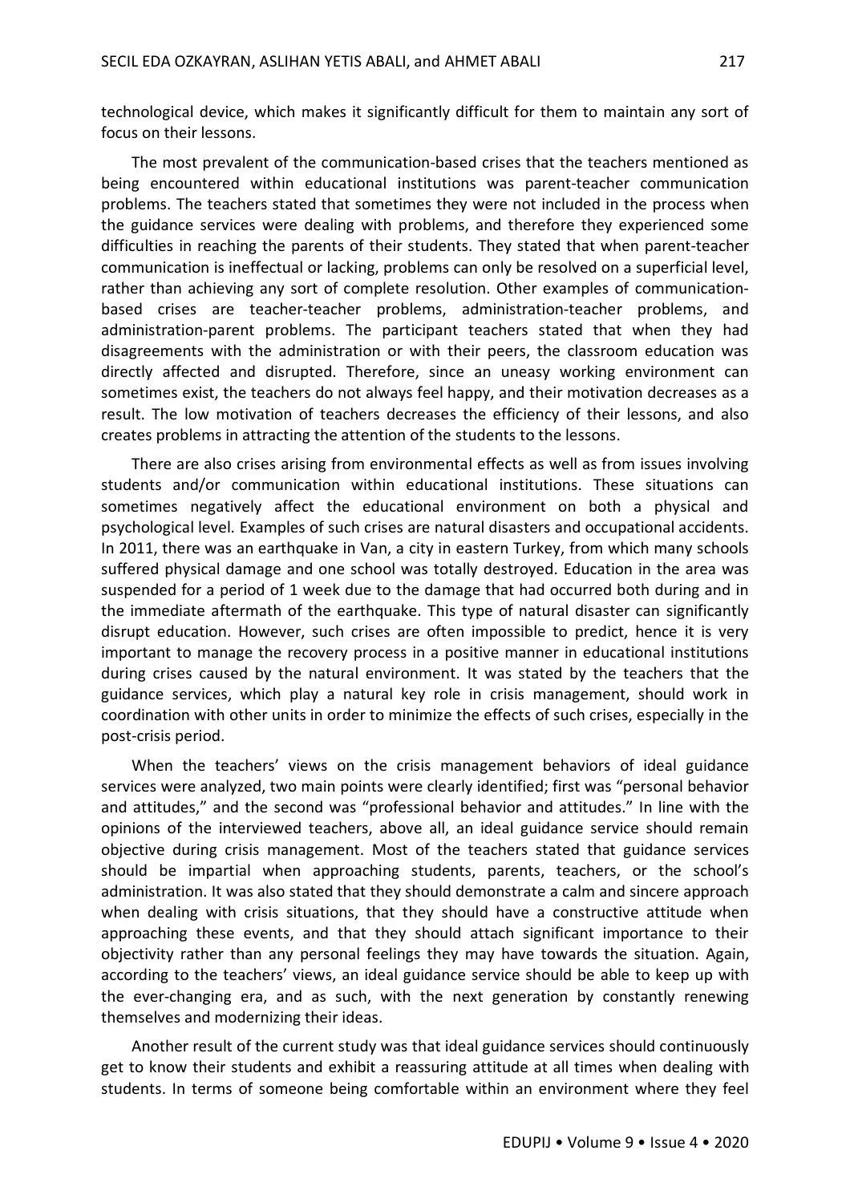technological device, which makes it significantly difficult for them to maintain any sort of focus on their lessons.

The most prevalent of the communication-based crises that the teachers mentioned as being encountered within educational institutions was parent-teacher communication problems. The teachers stated that sometimes they were not included in the process when the guidance services were dealing with problems, and therefore they experienced some difficulties in reaching the parents of their students. They stated that when parent-teacher communication is ineffectual or lacking, problems can only be resolved on a superficial level, rather than achieving any sort of complete resolution. Other examples of communication-based crises are teacher-teacher problems, administration-teacher problems, and administration-parent problems. The participant teachers stated that when they had disagreements with the administration or with their peers, the classroom education was directly affected and disrupted. Therefore, since an uneasy working environment can sometimes exist, the teachers do not always feel happy, and their motivation decreases as a result. The low motivation of teachers decreases the efficiency of their lessons, and also creates problems in attracting the attention of the students to the lessons.

There are also crises arising from environmental effects as well as from issues involving students and/or communication within educational institutions. These situations can sometimes negatively affect the educational environment on both a physical and psychological level. Examples of such crises are natural disasters and occupational accidents. In 2011, there was an earthquake in Van, a city in eastern Turkey, from which many schools suffered physical damage and one school was totally destroyed. Education in the area was suspended for a period of 1 week due to the damage that had occurred both during and in the immediate aftermath of the earthquake. This type of natural disaster can significantly disrupt education. However, such crises are often impossible to predict, hence it is very important to manage the recovery process in a positive manner in educational institutions during crises caused by the natural environment. It was stated by the teachers that the guidance services, which play a natural key role in crisis management, should work in coordination with other units in order to minimize the effects of such crises, especially in the post-crisis period.

When the teachers' views on the crisis management behaviors of ideal guidance services were analyzed, two main points were clearly identified; first was "personal behavior and attitudes," and the second was "professional behavior and attitudes." In line with the opinions of the interviewed teachers, above all, an ideal guidance service should remain objective during crisis management. Most of the teachers stated that guidance services should be impartial when approaching students, parents, teachers, or the school's administration. It was also stated that they should demonstrate a calm and sincere approach when dealing with crisis situations, that they should have a constructive attitude when approaching these events, and that they should attach significant importance to their objectivity rather than any personal feelings they may have towards the situation. Again, according to the teachers' views, an ideal guidance service should be able to keep up with the ever-changing era, and as such, with the next generation by constantly renewing themselves and modernizing their ideas.

Another result of the current study was that ideal guidance services should continuously get to know their students and exhibit a reassuring attitude at all times when dealing with students. In terms of someone being comfortable within an environment where they feel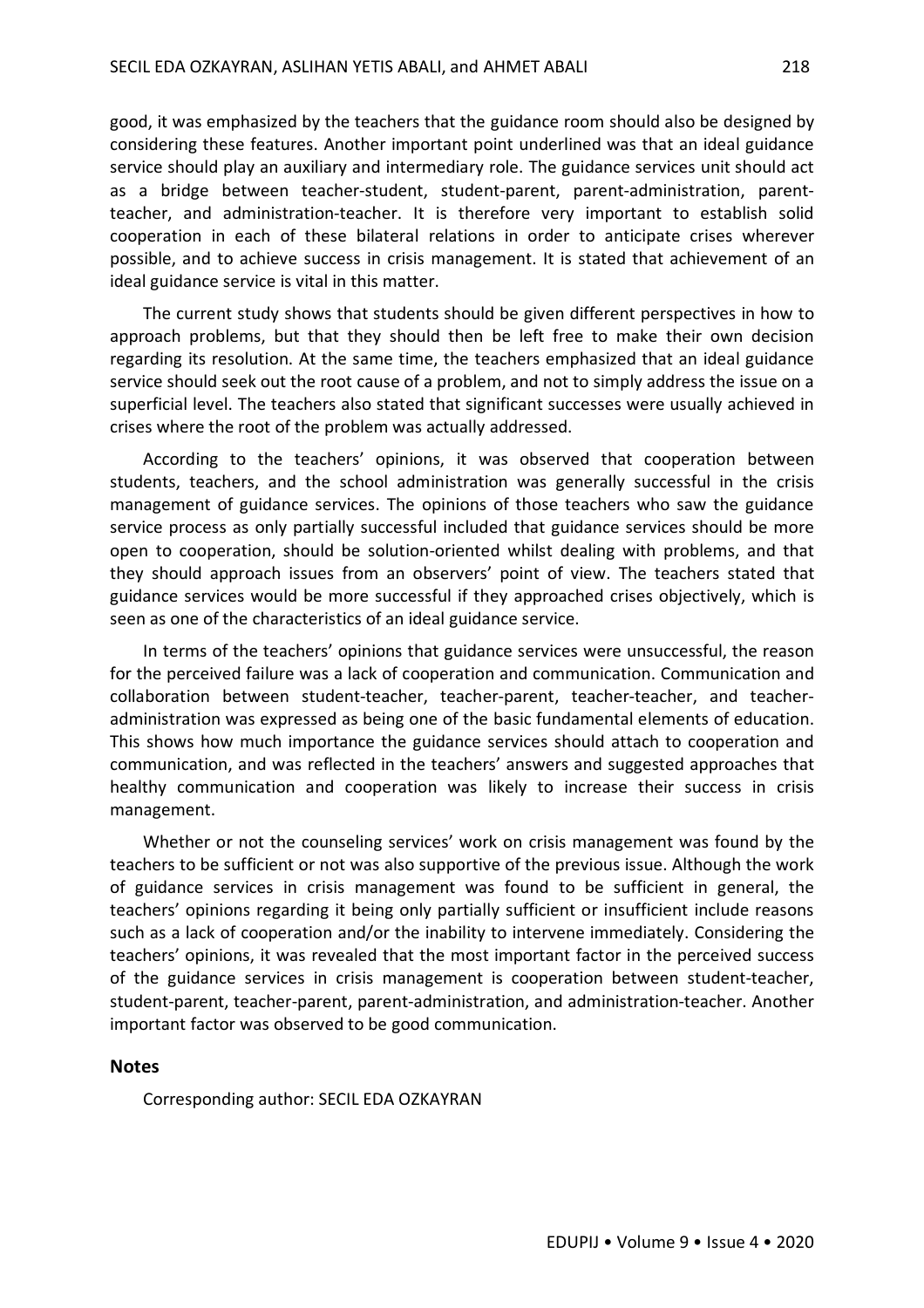good, it was emphasized by the teachers that the guidance room should also be designed by considering these features. Another important point underlined was that an ideal guidance service should play an auxiliary and intermediary role. The guidance services unit should act as a bridge between teacher-student, student-parent, parent-administration, parent-teacher, and administration-teacher. It is therefore very important to establish solid cooperation in each of these bilateral relations in order to anticipate crises wherever possible, and to achieve success in crisis management. It is stated that achievement of an ideal guidance service is vital in this matter.

The current study shows that students should be given different perspectives in how to approach problems, but that they should then be left free to make their own decision regarding its resolution. At the same time, the teachers emphasized that an ideal guidance service should seek out the root cause of a problem, and not to simply address the issue on a superficial level. The teachers also stated that significant successes were usually achieved in crises where the root of the problem was actually addressed.

According to the teachers' opinions, it was observed that cooperation between students, teachers, and the school administration was generally successful in the crisis management of guidance services. The opinions of those teachers who saw the guidance service process as only partially successful included that guidance services should be more open to cooperation, should be solution-oriented whilst dealing with problems, and that they should approach issues from an observers' point of view. The teachers stated that guidance services would be more successful if they approached crises objectively, which is seen as one of the characteristics of an ideal guidance service.

In terms of the teachers' opinions that guidance services were unsuccessful, the reason for the perceived failure was a lack of cooperation and communication. Communication and collaboration between student-teacher, teacher-parent, teacher-teacher, and teacher-administration was expressed as being one of the basic fundamental elements of education. This shows how much importance the guidance services should attach to cooperation and communication, and was reflected in the teachers' answers and suggested approaches that healthy communication and cooperation was likely to increase their success in crisis management.

Whether or not the counseling services' work on crisis management was found by the teachers to be sufficient or not was also supportive of the previous issue. Although the work of guidance services in crisis management was found to be sufficient in general, the teachers' opinions regarding it being only partially sufficient or insufficient include reasons such as a lack of cooperation and/or the inability to intervene immediately. Considering the teachers' opinions, it was revealed that the most important factor in the perceived success of the guidance services in crisis management is cooperation between student-teacher, student-parent, teacher-parent, parent-administration, and administration-teacher. Another important factor was observed to be good communication.

## Notes

Corresponding author: SECIL EDA OZKAYRAN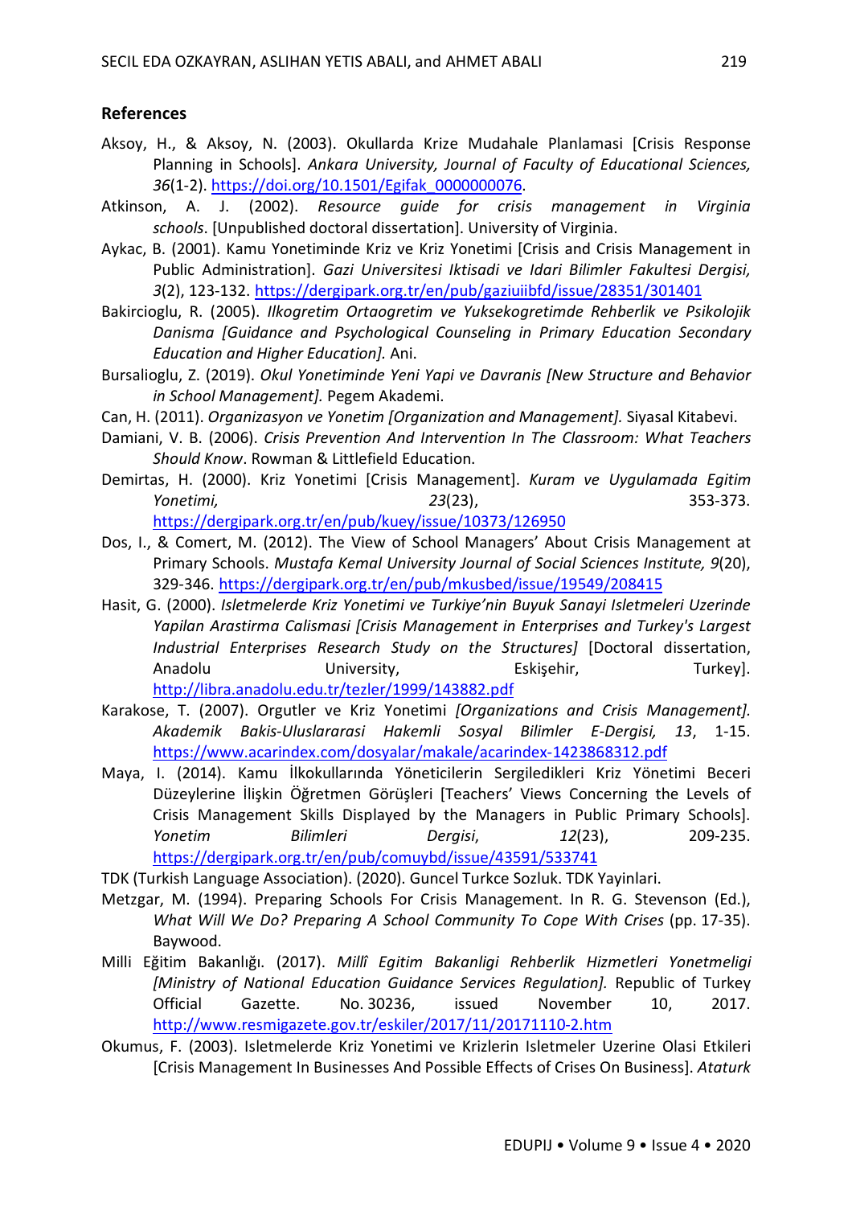## References

Aksoy, H., & Aksoy, N. (2003). Okullarda Krize Mudahale Planlamasi [Crisis Response Planning in Schools]. *Ankara University, Journal of Faculty of Educational Sciences, 36*(1-2). https://doi.org/10.1501/Egifak_0000000076.

Atkinson, A. J. (2002). *Resource guide for crisis management in Virginia schools*. [Unpublished doctoral dissertation]. University of Virginia.

Aykac, B. (2001). Kamu Yonetiminde Kriz ve Kriz Yonetimi [Crisis and Crisis Management in Public Administration]. *Gazi Universitesi Iktisadi ve Idari Bilimler Fakultesi Dergisi, 3*(2), 123-132. https://dergipark.org.tr/en/pub/gaziuiibfd/issue/28351/301401

Bakircioglu, R. (2005). *Ilkogretim Ortaogretim ve Yuksekogretimde Rehberlik ve Psikolojik Danisma [Guidance and Psychological Counseling in Primary Education Secondary Education and Higher Education].* Ani.

Bursalioglu, Z. (2019). *Okul Yonetiminde Yeni Yapi ve Davranis [New Structure and Behavior in School Management].* Pegem Akademi.

Can, H. (2011). *Organizasyon ve Yonetim [Organization and Management].* Siyasal Kitabevi.

Damiani, V. B. (2006). *Crisis Prevention And Intervention In The Classroom: What Teachers Should Know*. Rowman & Littlefield Education.

Demirtas, H. (2000). Kriz Yonetimi [Crisis Management]. *Kuram ve Uygulamada Egitim Yonetimi, 23*(23), 353-373. https://dergipark.org.tr/en/pub/kuey/issue/10373/126950

Dos, I., & Comert, M. (2012). The View of School Managers' About Crisis Management at Primary Schools. *Mustafa Kemal University Journal of Social Sciences Institute, 9*(20), 329-346. https://dergipark.org.tr/en/pub/mkusbed/issue/19549/208415

Hasit, G. (2000). *Isletmelerde Kriz Yonetimi ve Turkiye'nin Buyuk Sanayi Isletmeleri Uzerinde Yapilan Arastirma Calismasi [Crisis Management in Enterprises and Turkey's Largest Industrial Enterprises Research Study on the Structures]* [Doctoral dissertation, Anadolu University, Eskişehir, Turkey]. http://libra.anadolu.edu.tr/tezler/1999/143882.pdf

Karakose, T. (2007). Orgutler ve Kriz Yonetimi *[Organizations and Crisis Management]. Akademik Bakis-Uluslararasi Hakemli Sosyal Bilimler E-Dergisi, 13*, 1-15. https://www.acarindex.com/dosyalar/makale/acarindex-1423868312.pdf

Maya, I. (2014). Kamu İlkokullarında Yöneticilerin Sergiledikleri Kriz Yönetimi Beceri Düzeylerine İlişkin Öğretmen Görüşleri [Teachers' Views Concerning the Levels of Crisis Management Skills Displayed by the Managers in Public Primary Schools]. *Yonetim Bilimleri Dergisi*, *12*(23), 209-235. https://dergipark.org.tr/en/pub/comuybd/issue/43591/533741

TDK (Turkish Language Association). (2020). Guncel Turkce Sozluk. TDK Yayinlari.

Metzgar, M. (1994). Preparing Schools For Crisis Management. In R. G. Stevenson (Ed.), *What Will We Do? Preparing A School Community To Cope With Crises* (pp. 17-35). Baywood.

Milli Eğitim Bakanlığı. (2017). *Millî Egitim Bakanligi Rehberlik Hizmetleri Yonetmeligi [Ministry of National Education Guidance Services Regulation].* Republic of Turkey Official Gazette. No. 30236, issued November 10, 2017. http://www.resmigazete.gov.tr/eskiler/2017/11/20171110-2.htm

Okumus, F. (2003). Isletmelerde Kriz Yonetimi ve Krizlerin Isletmeler Uzerine Olasi Etkileri [Crisis Management In Businesses And Possible Effects of Crises On Business]. *Ataturk*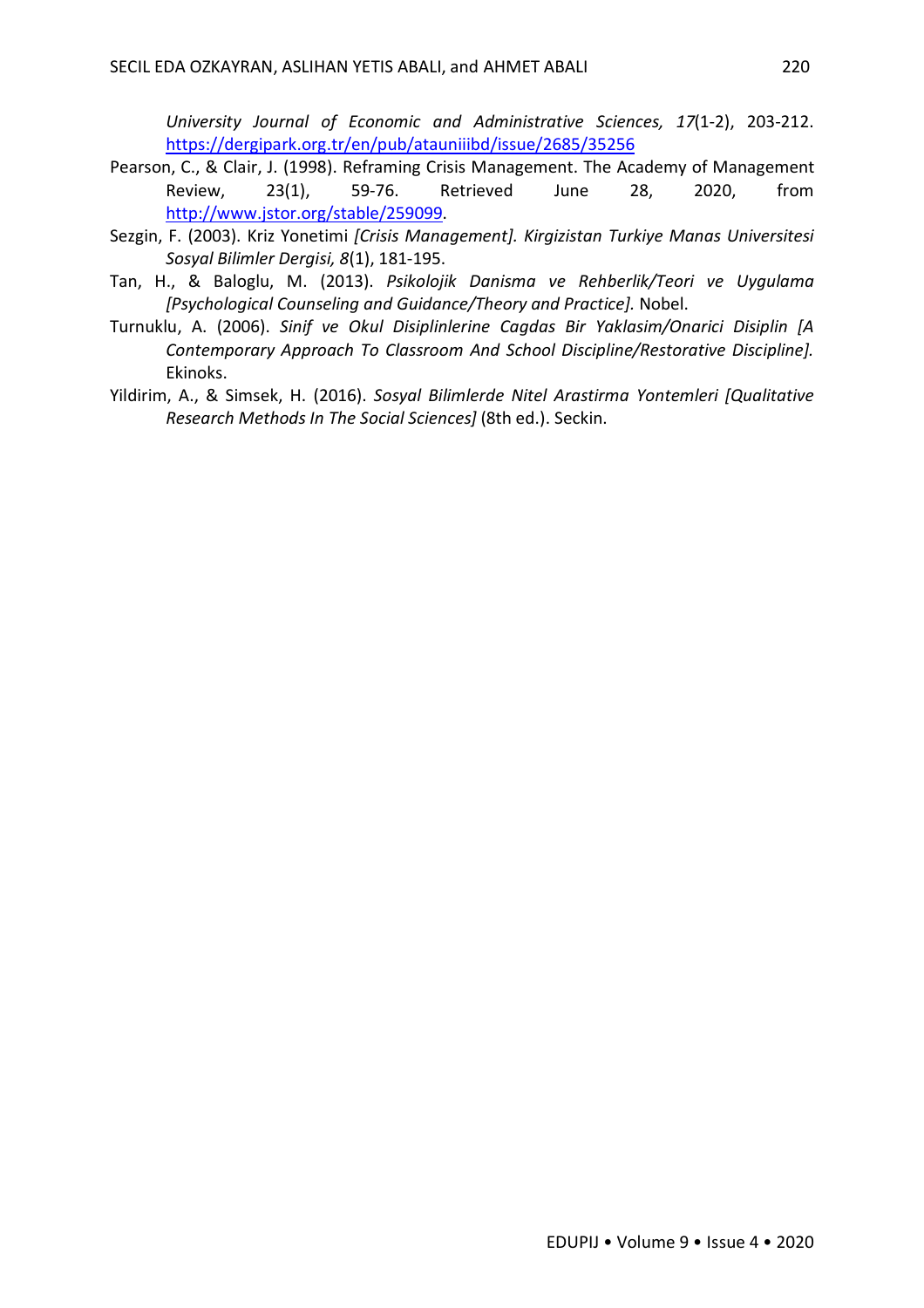*University Journal of Economic and Administrative Sciences, 17*(1-2), 203-212. https://dergipark.org.tr/en/pub/atauniiibd/issue/2685/35256

Pearson, C., & Clair, J. (1998). Reframing Crisis Management. The Academy of Management Review, 23(1), 59-76. Retrieved June 28, 2020, from http://www.jstor.org/stable/259099.

Sezgin, F. (2003). Kriz Yonetimi *[Crisis Management]. Kirgizistan Turkiye Manas Universitesi Sosyal Bilimler Dergisi, 8*(1), 181-195.

Tan, H., & Baloglu, M. (2013). *Psikolojik Danisma ve Rehberlik/Teori ve Uygulama [Psychological Counseling and Guidance/Theory and Practice].* Nobel.

Turnuklu, A. (2006). *Sinif ve Okul Disiplinlerine Cagdas Bir Yaklasim/Onarici Disiplin [A Contemporary Approach To Classroom And School Discipline/Restorative Discipline].* Ekinoks.

Yildirim, A., & Simsek, H. (2016). *Sosyal Bilimlerde Nitel Arastirma Yontemleri [Qualitative Research Methods In The Social Sciences]* (8th ed.). Seckin.